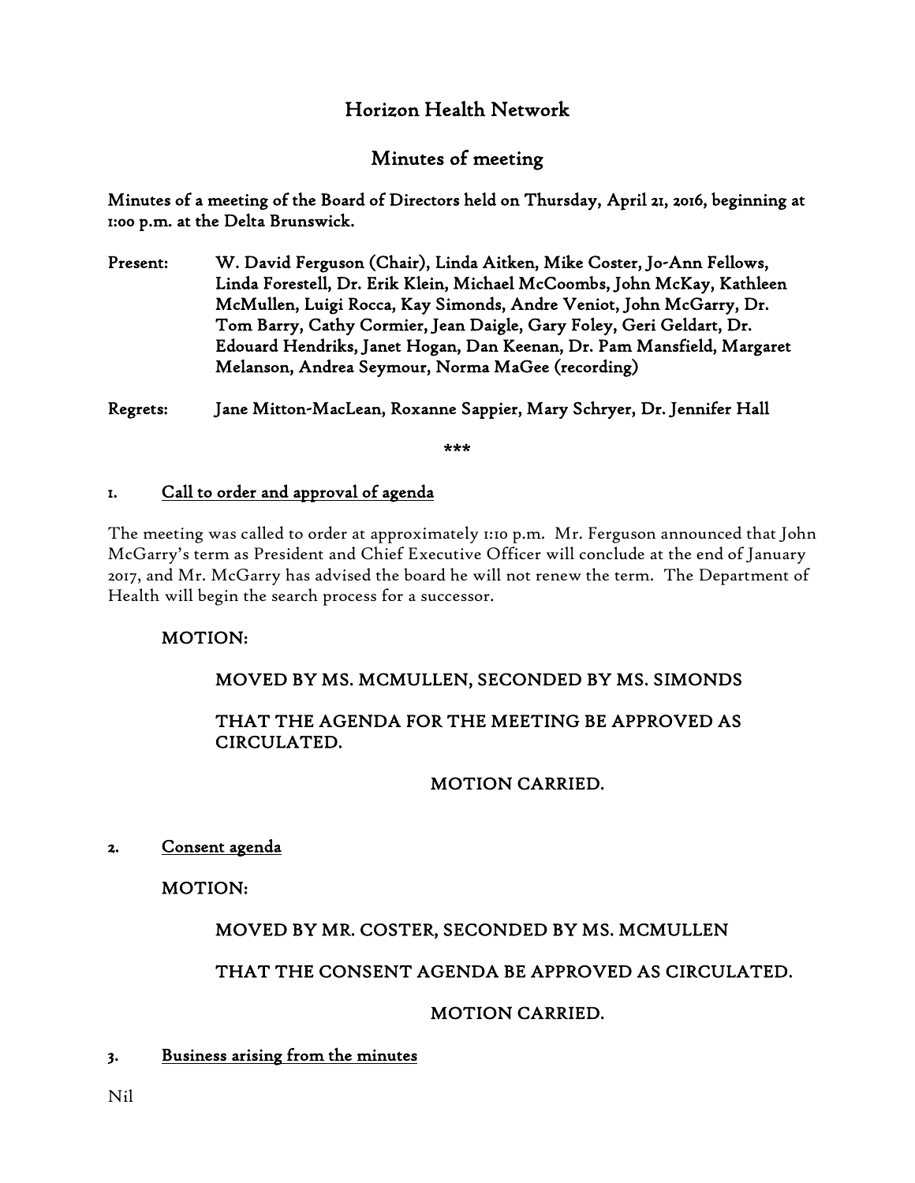# Horizon Health Network

## Minutes of meeting

**Minutes of a meeting of the Board of Directors held on Thursday, April 21, 2016, beginning at 1:00 p.m. at the Delta Brunswick.**

**Present:** W. David Ferguson (Chair), Linda Aitken, Mike Coster, Jo-Ann Fellows, Linda Forestell, Dr. Erik Klein, Michael McCoombs, John McKay, Kathleen McMullen, Luigi Rocca, Kay Simonds, Andre Veniot, John McGarry, Dr. Tom Barry, Cathy Cormier, Jean Daigle, Gary Foley, Geri Geldart, Dr. Edouard Hendriks, Janet Hogan, Dan Keenan, Dr. Pam Mansfield, Margaret Melanson, Andrea Seymour, Norma MaGee (recording)

**Regrets:** Jane Mitton-MacLean, Roxanne Sappier, Mary Schryer, Dr. Jennifer Hall

***

### 1. Call to order and approval of agenda

The meeting was called to order at approximately 1:10 p.m. Mr. Ferguson announced that John McGarry's term as President and Chief Executive Officer will conclude at the end of January 2017, and Mr. McGarry has advised the board he will not renew the term. The Department of Health will begin the search process for a successor.

MOTION:

MOVED BY MS. MCMULLEN, SECONDED BY MS. SIMONDS

THAT THE AGENDA FOR THE MEETING BE APPROVED AS CIRCULATED.

MOTION CARRIED.

### 2. Consent agenda

MOTION:

MOVED BY MR. COSTER, SECONDED BY MS. MCMULLEN

THAT THE CONSENT AGENDA BE APPROVED AS CIRCULATED.

MOTION CARRIED.

### 3. Business arising from the minutes

Nil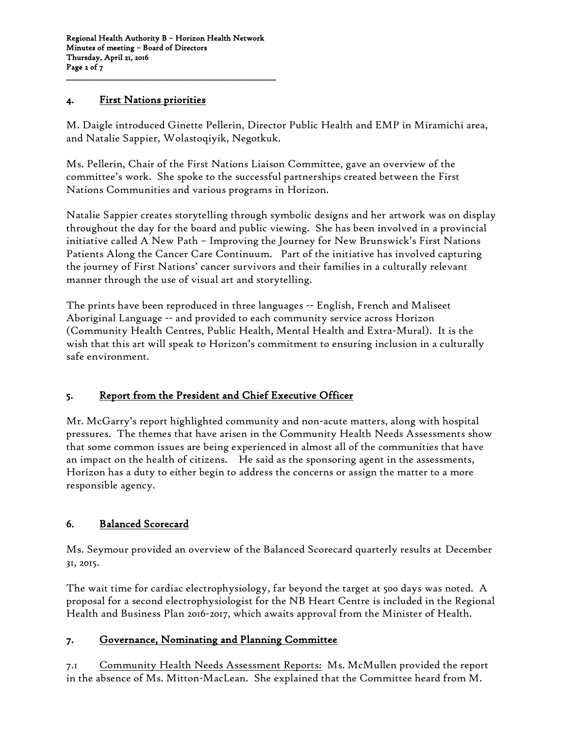## 4. First Nations priorities

M. Daigle introduced Ginette Pellerin, Director Public Health and EMP in Miramichi area, and Natalie Sappier, Wolastoqiyik, Negotkuk.

Ms. Pellerin, Chair of the First Nations Liaison Committee, gave an overview of the committee's work. She spoke to the successful partnerships created between the First Nations Communities and various programs in Horizon.

Natalie Sappier creates storytelling through symbolic designs and her artwork was on display throughout the day for the board and public viewing. She has been involved in a provincial initiative called A New Path – Improving the Journey for New Brunswick's First Nations Patients Along the Cancer Care Continuum. Part of the initiative has involved capturing the journey of First Nations' cancer survivors and their families in a culturally relevant manner through the use of visual art and storytelling.

The prints have been reproduced in three languages -- English, French and Maliseet Aboriginal Language -- and provided to each community service across Horizon (Community Health Centres, Public Health, Mental Health and Extra-Mural). It is the wish that this art will speak to Horizon's commitment to ensuring inclusion in a culturally safe environment.

## 5. Report from the President and Chief Executive Officer

Mr. McGarry's report highlighted community and non-acute matters, along with hospital pressures. The themes that have arisen in the Community Health Needs Assessments show that some common issues are being experienced in almost all of the communities that have an impact on the health of citizens. He said as the sponsoring agent in the assessments, Horizon has a duty to either begin to address the concerns or assign the matter to a more responsible agency.

## 6. Balanced Scorecard

Ms. Seymour provided an overview of the Balanced Scorecard quarterly results at December 31, 2015.

The wait time for cardiac electrophysiology, far beyond the target at 500 days was noted. A proposal for a second electrophysiologist for the NB Heart Centre is included in the Regional Health and Business Plan 2016-2017, which awaits approval from the Minister of Health.

## 7. Governance, Nominating and Planning Committee

7.1 Community Health Needs Assessment Reports: Ms. McMullen provided the report in the absence of Ms. Mitton-MacLean. She explained that the Committee heard from M.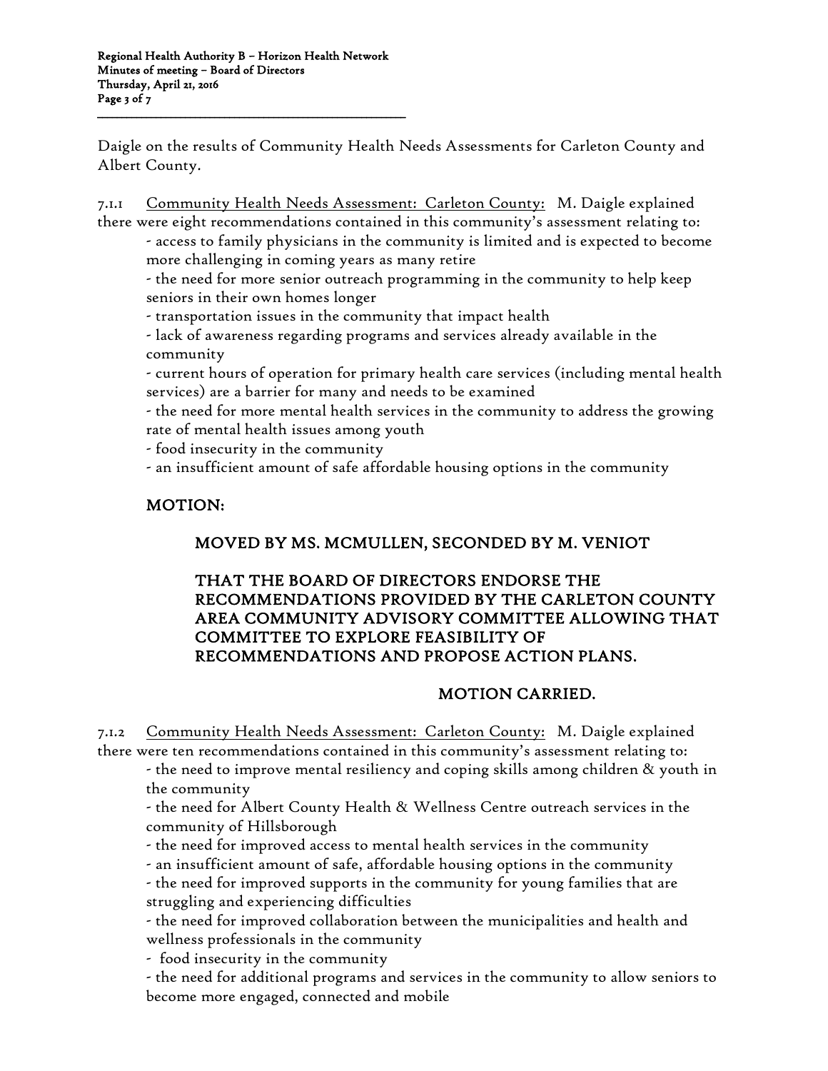Daigle on the results of Community Health Needs Assessments for Carleton County and Albert County.

7.1.1 Community Health Needs Assessment: Carleton County: M. Daigle explained there were eight recommendations contained in this community's assessment relating to:

- access to family physicians in the community is limited and is expected to become more challenging in coming years as many retire
- the need for more senior outreach programming in the community to help keep seniors in their own homes longer
- transportation issues in the community that impact health
- lack of awareness regarding programs and services already available in the community
- current hours of operation for primary health care services (including mental health services) are a barrier for many and needs to be examined
- the need for more mental health services in the community to address the growing rate of mental health issues among youth
- food insecurity in the community
- an insufficient amount of safe affordable housing options in the community

**MOTION:**

**MOVED BY MS. MCMULLEN, SECONDED BY M. VENIOT**

**THAT THE BOARD OF DIRECTORS ENDORSE THE RECOMMENDATIONS PROVIDED BY THE CARLETON COUNTY AREA COMMUNITY ADVISORY COMMITTEE ALLOWING THAT COMMITTEE TO EXPLORE FEASIBILITY OF RECOMMENDATIONS AND PROPOSE ACTION PLANS.**

**MOTION CARRIED.**

7.1.2 Community Health Needs Assessment: Carleton County: M. Daigle explained there were ten recommendations contained in this community's assessment relating to:

- the need to improve mental resiliency and coping skills among children & youth in the community
- the need for Albert County Health & Wellness Centre outreach services in the community of Hillsborough
- the need for improved access to mental health services in the community
- an insufficient amount of safe, affordable housing options in the community
- the need for improved supports in the community for young families that are struggling and experiencing difficulties
- the need for improved collaboration between the municipalities and health and wellness professionals in the community
- food insecurity in the community
- the need for additional programs and services in the community to allow seniors to become more engaged, connected and mobile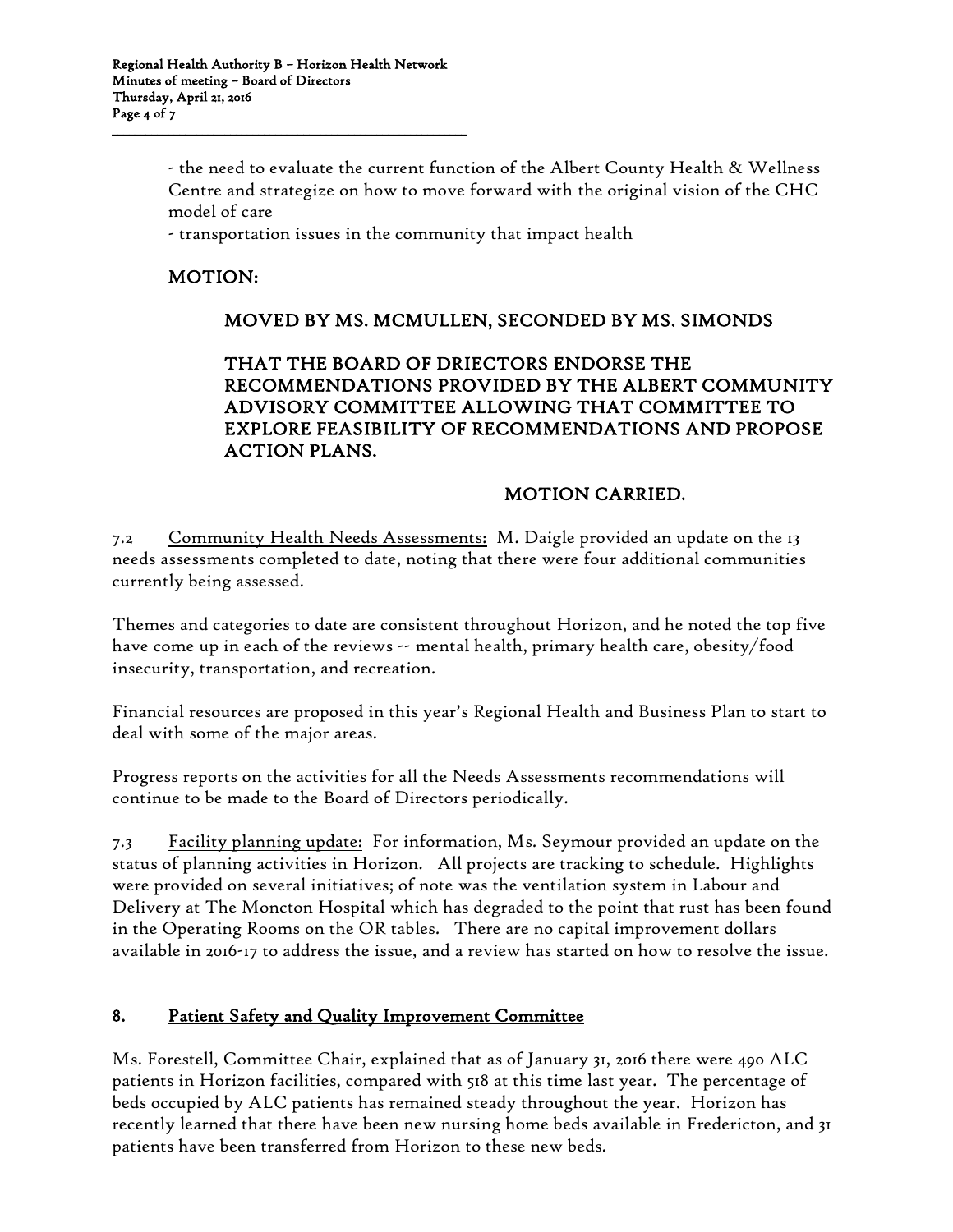- the need to evaluate the current function of the Albert County Health & Wellness Centre and strategize on how to move forward with the original vision of the CHC model of care
- transportation issues in the community that impact health

**MOTION:**

**MOVED BY MS. MCMULLEN, SECONDED BY MS. SIMONDS**

**THAT THE BOARD OF DRIECTORS ENDORSE THE RECOMMENDATIONS PROVIDED BY THE ALBERT COMMUNITY ADVISORY COMMITTEE ALLOWING THAT COMMITTEE TO EXPLORE FEASIBILITY OF RECOMMENDATIONS AND PROPOSE ACTION PLANS.**

**MOTION CARRIED.**

7.2 Community Health Needs Assessments: M. Daigle provided an update on the 13 needs assessments completed to date, noting that there were four additional communities currently being assessed.

Themes and categories to date are consistent throughout Horizon, and he noted the top five have come up in each of the reviews -- mental health, primary health care, obesity/food insecurity, transportation, and recreation.

Financial resources are proposed in this year's Regional Health and Business Plan to start to deal with some of the major areas.

Progress reports on the activities for all the Needs Assessments recommendations will continue to be made to the Board of Directors periodically.

7.3 Facility planning update: For information, Ms. Seymour provided an update on the status of planning activities in Horizon. All projects are tracking to schedule. Highlights were provided on several initiatives; of note was the ventilation system in Labour and Delivery at The Moncton Hospital which has degraded to the point that rust has been found in the Operating Rooms on the OR tables. There are no capital improvement dollars available in 2016-17 to address the issue, and a review has started on how to resolve the issue.

## 8. Patient Safety and Quality Improvement Committee

Ms. Forestell, Committee Chair, explained that as of January 31, 2016 there were 490 ALC patients in Horizon facilities, compared with 518 at this time last year. The percentage of beds occupied by ALC patients has remained steady throughout the year. Horizon has recently learned that there have been new nursing home beds available in Fredericton, and 31 patients have been transferred from Horizon to these new beds.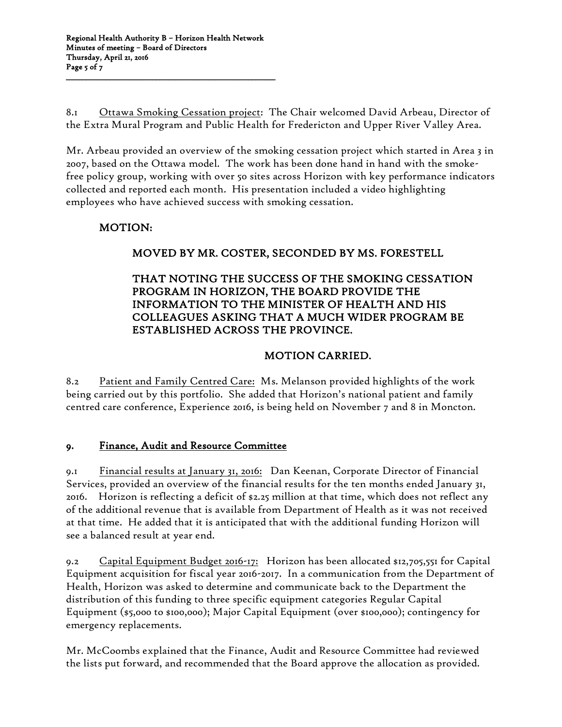8.1 Ottawa Smoking Cessation project: The Chair welcomed David Arbeau, Director of the Extra Mural Program and Public Health for Fredericton and Upper River Valley Area.

Mr. Arbeau provided an overview of the smoking cessation project which started in Area 3 in 2007, based on the Ottawa model. The work has been done hand in hand with the smoke-free policy group, working with over 50 sites across Horizon with key performance indicators collected and reported each month. His presentation included a video highlighting employees who have achieved success with smoking cessation.

**MOTION:**

**MOVED BY MR. COSTER, SECONDED BY MS. FORESTELL**

**THAT NOTING THE SUCCESS OF THE SMOKING CESSATION PROGRAM IN HORIZON, THE BOARD PROVIDE THE INFORMATION TO THE MINISTER OF HEALTH AND HIS COLLEAGUES ASKING THAT A MUCH WIDER PROGRAM BE ESTABLISHED ACROSS THE PROVINCE.**

**MOTION CARRIED.**

8.2 Patient and Family Centred Care: Ms. Melanson provided highlights of the work being carried out by this portfolio. She added that Horizon's national patient and family centred care conference, Experience 2016, is being held on November 7 and 8 in Moncton.

## 9. Finance, Audit and Resource Committee

9.1 Financial results at January 31, 2016: Dan Keenan, Corporate Director of Financial Services, provided an overview of the financial results for the ten months ended January 31, 2016. Horizon is reflecting a deficit of $2.25 million at that time, which does not reflect any of the additional revenue that is available from Department of Health as it was not received at that time. He added that it is anticipated that with the additional funding Horizon will see a balanced result at year end.

9.2 Capital Equipment Budget 2016-17: Horizon has been allocated $12,705,551 for Capital Equipment acquisition for fiscal year 2016-2017. In a communication from the Department of Health, Horizon was asked to determine and communicate back to the Department the distribution of this funding to three specific equipment categories Regular Capital Equipment ($5,000 to $100,000); Major Capital Equipment (over $100,000); contingency for emergency replacements.

Mr. McCoombs explained that the Finance, Audit and Resource Committee had reviewed the lists put forward, and recommended that the Board approve the allocation as provided.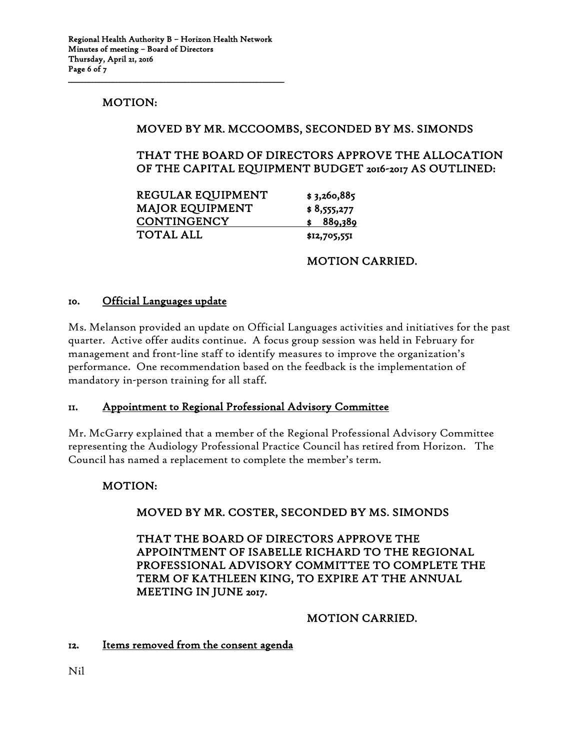MOTION:

MOVED BY MR. MCCOOMBS, SECONDED BY MS. SIMONDS

THAT THE BOARD OF DIRECTORS APPROVE THE ALLOCATION OF THE CAPITAL EQUIPMENT BUDGET 2016-2017 AS OUTLINED:

| | |
|---|---|
| REGULAR EQUIPMENT | $ 3,260,885 |
| MAJOR EQUIPMENT | $ 8,555,277 |
| CONTINGENCY | $ 889,389 |
| TOTAL ALL | $12,705,551 |

MOTION CARRIED.

## 10. Official Languages update

Ms. Melanson provided an update on Official Languages activities and initiatives for the past quarter. Active offer audits continue. A focus group session was held in February for management and front-line staff to identify measures to improve the organization's performance. One recommendation based on the feedback is the implementation of mandatory in-person training for all staff.

## 11. Appointment to Regional Professional Advisory Committee

Mr. McGarry explained that a member of the Regional Professional Advisory Committee representing the Audiology Professional Practice Council has retired from Horizon. The Council has named a replacement to complete the member's term.

MOTION:

MOVED BY MR. COSTER, SECONDED BY MS. SIMONDS

THAT THE BOARD OF DIRECTORS APPROVE THE APPOINTMENT OF ISABELLE RICHARD TO THE REGIONAL PROFESSIONAL ADVISORY COMMITTEE TO COMPLETE THE TERM OF KATHLEEN KING, TO EXPIRE AT THE ANNUAL MEETING IN JUNE 2017.

MOTION CARRIED.

## 12. Items removed from the consent agenda

Nil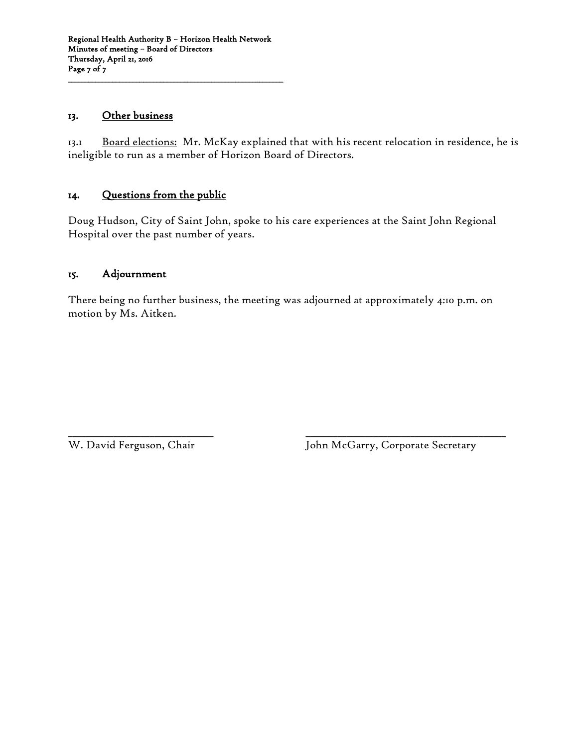## 13. Other business

13.1 Board elections: Mr. McKay explained that with his recent relocation in residence, he is ineligible to run as a member of Horizon Board of Directors.

## 14. Questions from the public

Doug Hudson, City of Saint John, spoke to his care experiences at the Saint John Regional Hospital over the past number of years.

## 15. Adjournment

There being no further business, the meeting was adjourned at approximately 4:10 p.m. on motion by Ms. Aitken.

\_\_\_\_\_\_\_\_\_\_\_\_\_\_\_\_\_\_\_\_\_\_\_\_\_\_\_\_
W. David Ferguson, Chair

\_\_\_\_\_\_\_\_\_\_\_\_\_\_\_\_\_\_\_\_\_\_\_\_\_\_\_\_
John McGarry, Corporate Secretary